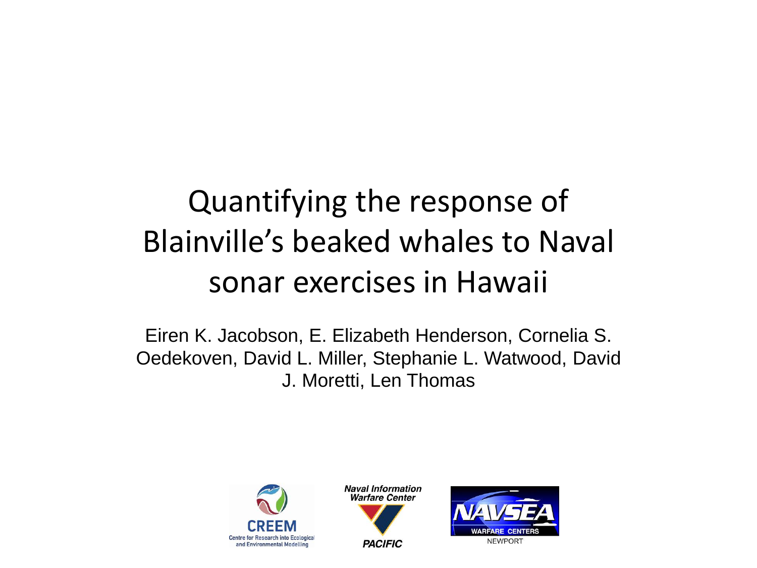# Quantifying the response of Blainville's beaked whales to Naval sonar exercises in Hawaii

Eiren K. Jacobson, E. Elizabeth Henderson, Cornelia S. Oedekoven, David L. Miller, Stephanie L. Watwood, David J. Moretti, Len Thomas

CREEM
Centre for Research into Ecological and Environmental Modelling

Naval Information Warfare Center
PACIFIC

NAVSEA
WARFARE CENTERS
NEWPORT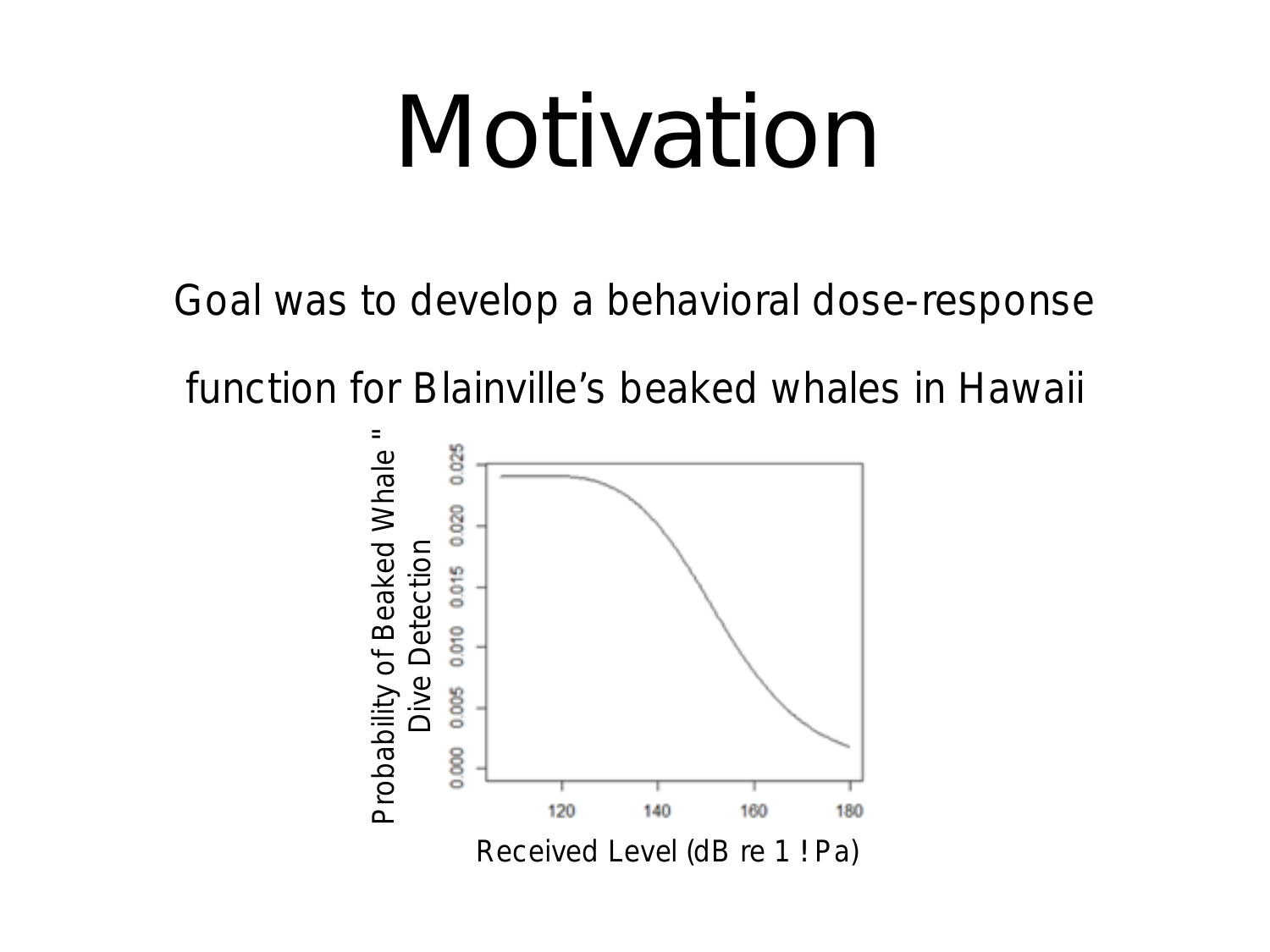# Motivation

Goal was to develop a behavioral dose-response function for Blainville's beaked whales in Hawaii

Probability of Beaked Whale " Dive Detection

Received Level (dB re 1 ! Pa)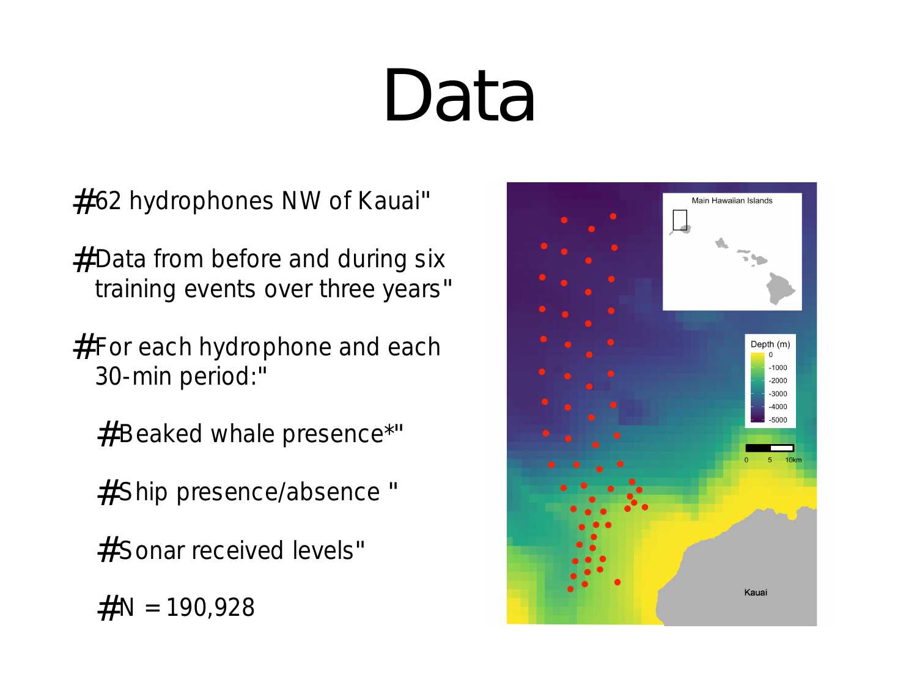# Data

- 62 hydrophones NW of Kauai
- Data from before and during six training events over three years
- For each hydrophone and each 30-min period:
  - Beaked whale presence*
  - Ship presence/absence
  - Sonar received levels
  - N = 190,928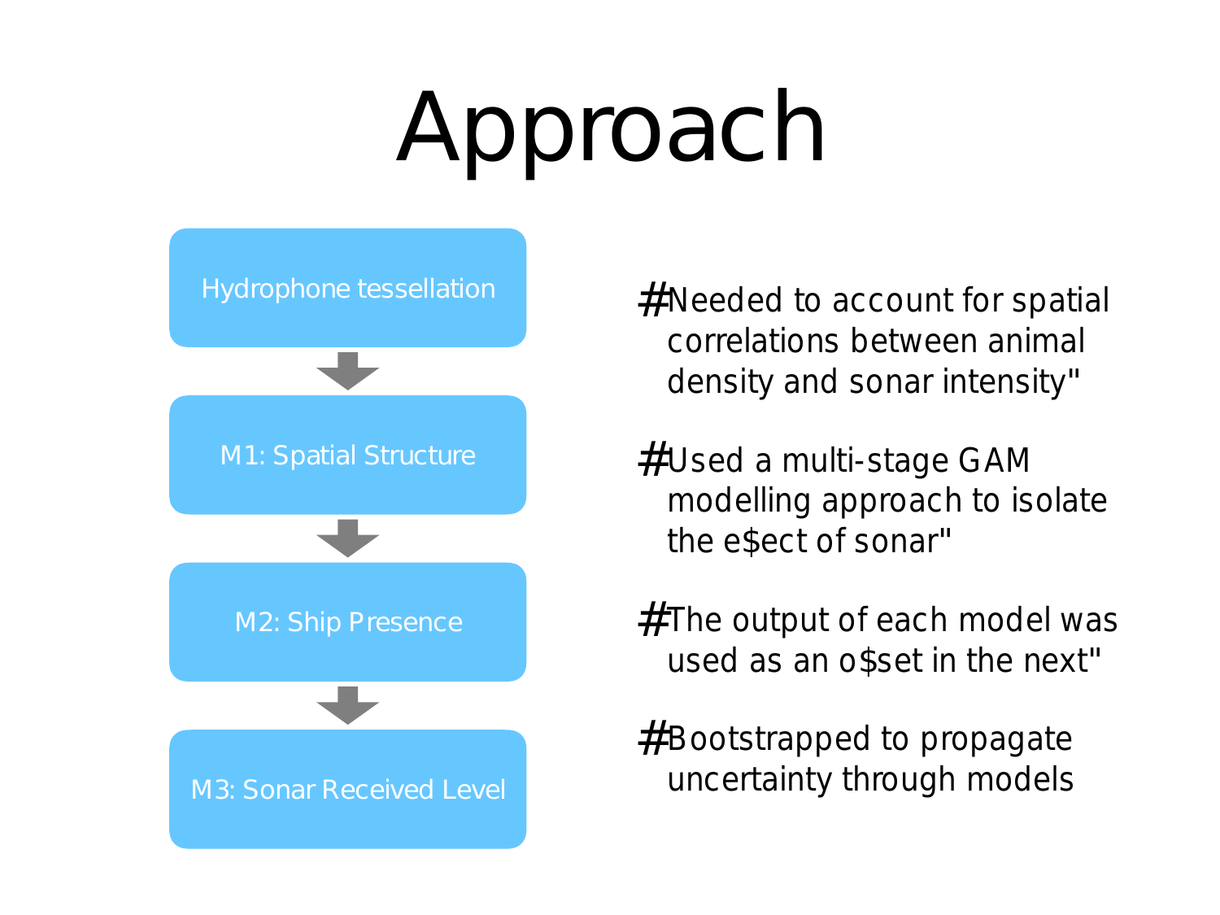# Approach

- Hydrophone tessellation
- M1: Spatial Structure
- M2: Ship Presence
- M3: Sonar Received Level

#Needed to account for spatial correlations between animal density and sonar intensity"

#Used a multi-stage GAM modelling approach to isolate the e$ect of sonar"

#The output of each model was used as an o$set in the next"

#Bootstrapped to propagate uncertainty through models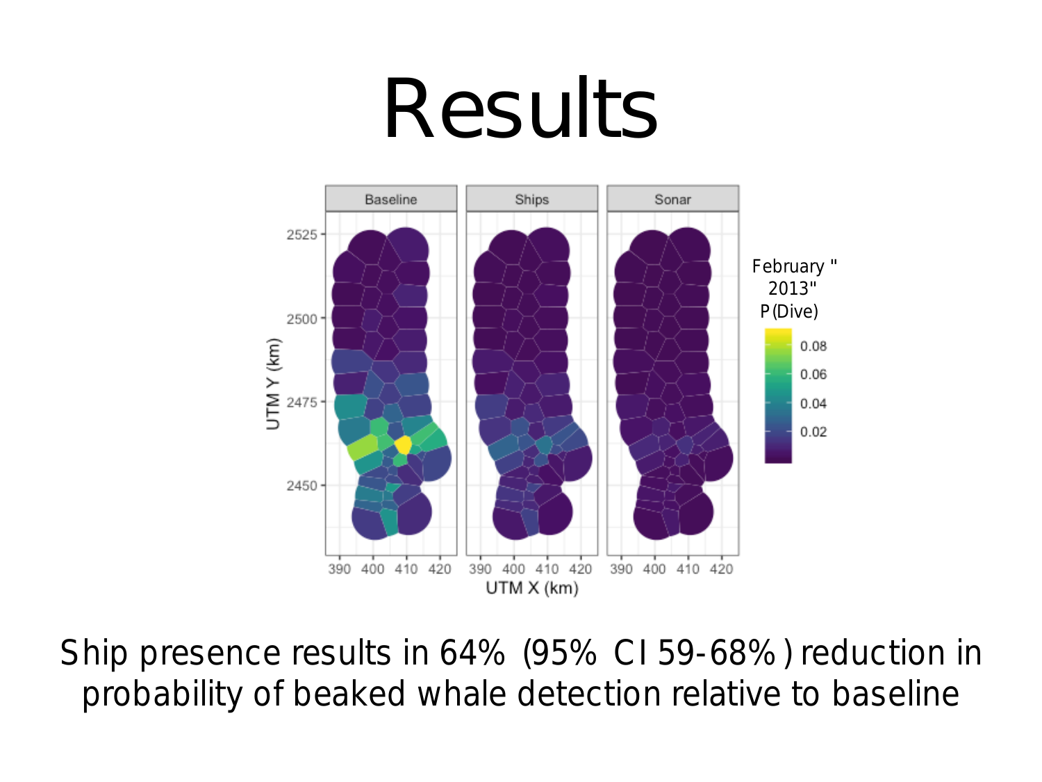# Results

Ship presence results in 64% (95% CI 59-68%) reduction in probability of beaked whale detection relative to baseline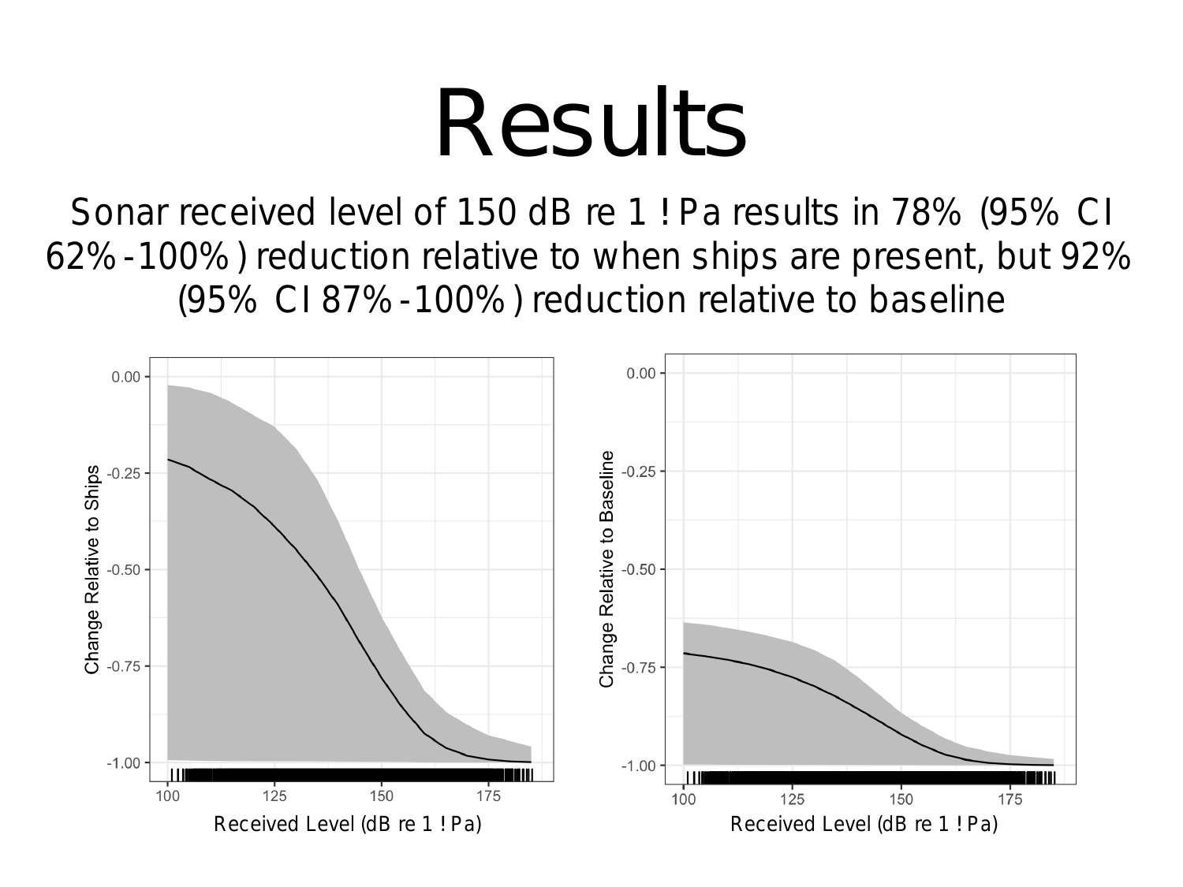# Results

Sonar received level of 150 dB re 1 !Pa results in 78% (95% CI 62%-100%) reduction relative to when ships are present, but 92% (95% CI 87%-100%) reduction relative to baseline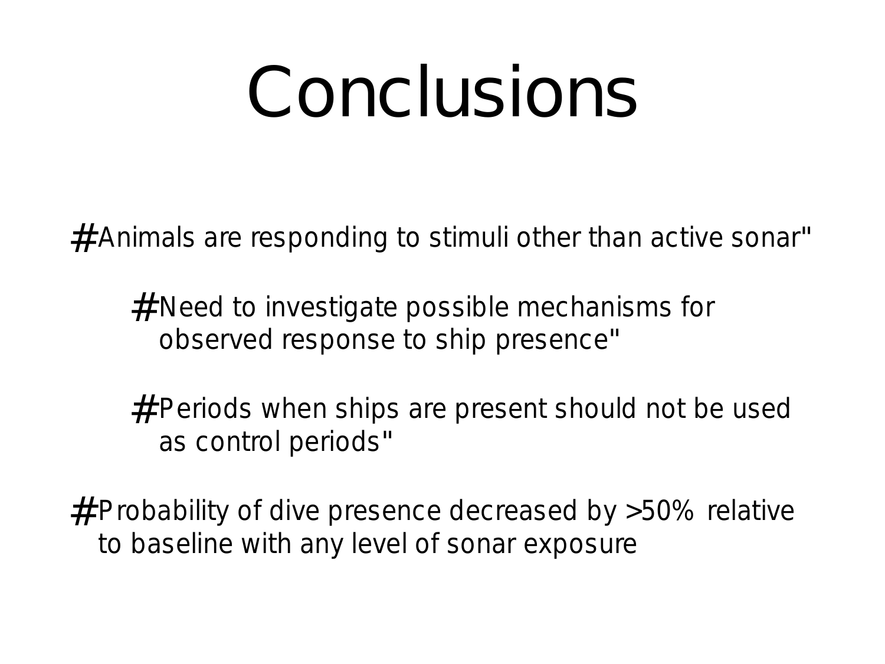# Conclusions

- Animals are responding to stimuli other than active sonar"
  - Need to investigate possible mechanisms for observed response to ship presence"
  - Periods when ships are present should not be used as control periods"
- Probability of dive presence decreased by >50% relative to baseline with any level of sonar exposure